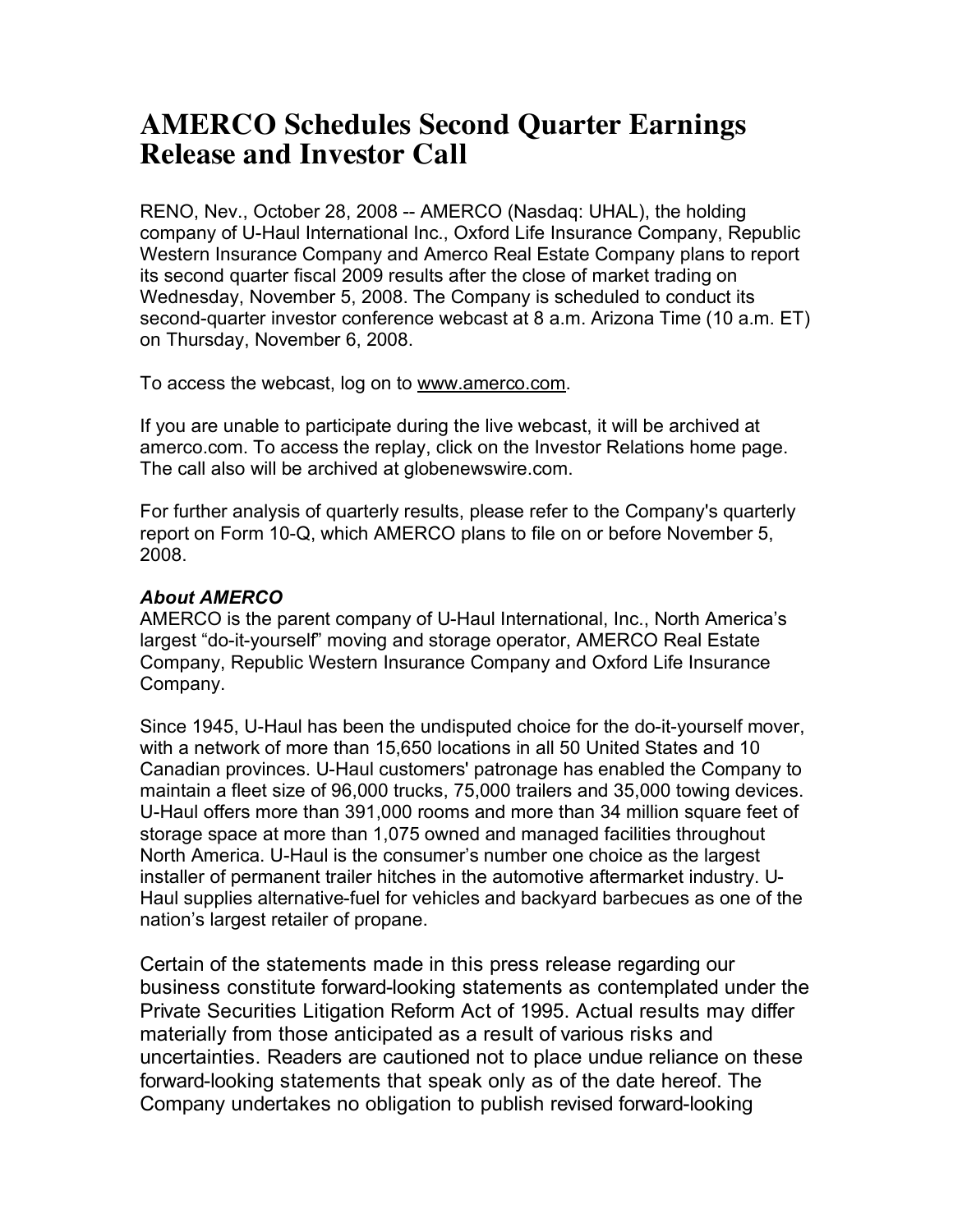# AMERCO Schedules Second Quarter Earnings Release and Investor Call

RENO, Nev., October 28, 2008 -- AMERCO (Nasdaq: UHAL), the holding company of U-Haul International Inc., Oxford Life Insurance Company, Republic Western Insurance Company and Amerco Real Estate Company plans to report its second quarter fiscal 2009 results after the close of market trading on Wednesday, November 5, 2008. The Company is scheduled to conduct its second-quarter investor conference webcast at 8 a.m. Arizona Time (10 a.m. ET) on Thursday, November 6, 2008.

To access the webcast, log on to www.amerco.com.

If you are unable to participate during the live webcast, it will be archived at amerco.com. To access the replay, click on the Investor Relations home page. The call also will be archived at globenewswire.com.

For further analysis of quarterly results, please refer to the Company's quarterly report on Form 10-Q, which AMERCO plans to file on or before November 5, 2008.

***About AMERCO***

AMERCO is the parent company of U-Haul International, Inc., North America's largest "do-it-yourself" moving and storage operator, AMERCO Real Estate Company, Republic Western Insurance Company and Oxford Life Insurance Company.

Since 1945, U-Haul has been the undisputed choice for the do-it-yourself mover, with a network of more than 15,650 locations in all 50 United States and 10 Canadian provinces. U-Haul customers' patronage has enabled the Company to maintain a fleet size of 96,000 trucks, 75,000 trailers and 35,000 towing devices. U-Haul offers more than 391,000 rooms and more than 34 million square feet of storage space at more than 1,075 owned and managed facilities throughout North America. U-Haul is the consumer's number one choice as the largest installer of permanent trailer hitches in the automotive aftermarket industry. U-Haul supplies alternative-fuel for vehicles and backyard barbecues as one of the nation's largest retailer of propane.

Certain of the statements made in this press release regarding our business constitute forward-looking statements as contemplated under the Private Securities Litigation Reform Act of 1995. Actual results may differ materially from those anticipated as a result of various risks and uncertainties. Readers are cautioned not to place undue reliance on these forward-looking statements that speak only as of the date hereof. The Company undertakes no obligation to publish revised forward-looking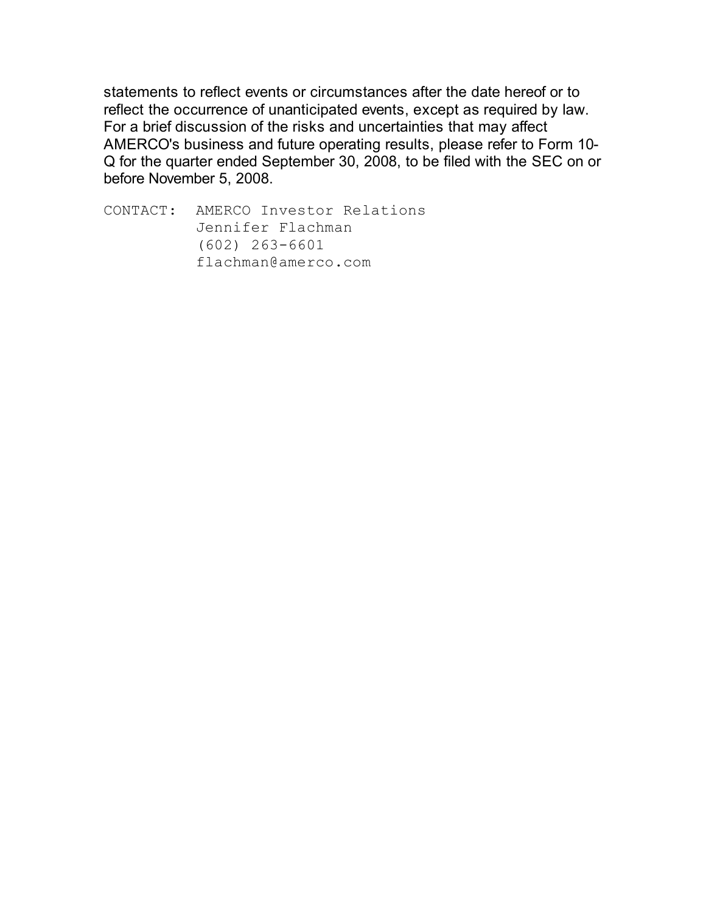statements to reflect events or circumstances after the date hereof or to reflect the occurrence of unanticipated events, except as required by law. For a brief discussion of the risks and uncertainties that may affect AMERCO's business and future operating results, please refer to Form 10-Q for the quarter ended September 30, 2008, to be filed with the SEC on or before November 5, 2008.

```
CONTACT:  AMERCO Investor Relations
          Jennifer Flachman
          (602) 263-6601
          flachman@amerco.com
```